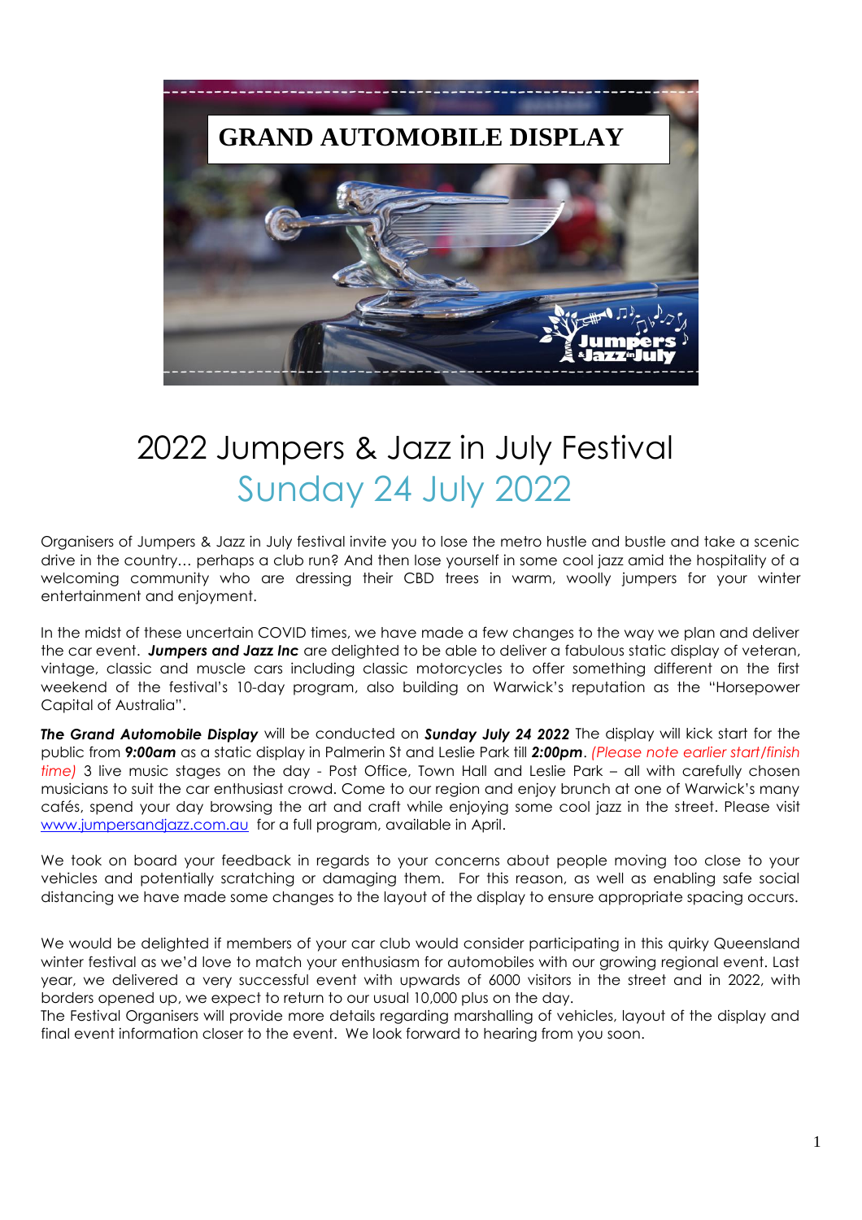# GRAND AUTOMOBILE DISPLAY

# 2022 Jumpers & Jazz in July Festival

## Sunday 24 July 2022

Organisers of Jumpers & Jazz in July festival invite you to lose the metro hustle and bustle and take a scenic drive in the country… perhaps a club run? And then lose yourself in some cool jazz amid the hospitality of a welcoming community who are dressing their CBD trees in warm, woolly jumpers for your winter entertainment and enjoyment.

In the midst of these uncertain COVID times, we have made a few changes to the way we plan and deliver the car event. ***Jumpers and Jazz Inc*** are delighted to be able to deliver a fabulous static display of veteran, vintage, classic and muscle cars including classic motorcycles to offer something different on the first weekend of the festival's 10-day program, also building on Warwick's reputation as the "Horsepower Capital of Australia".

***The Grand Automobile Display*** will be conducted on ***Sunday July 24 2022*** The display will kick start for the public from ***9:00am*** as a static display in Palmerin St and Leslie Park till ***2:00pm***. *(Please note earlier start/finish time)* 3 live music stages on the day - Post Office, Town Hall and Leslie Park – all with carefully chosen musicians to suit the car enthusiast crowd. Come to our region and enjoy brunch at one of Warwick's many cafés, spend your day browsing the art and craft while enjoying some cool jazz in the street. Please visit www.jumpersandjazz.com.au for a full program, available in April.

We took on board your feedback in regards to your concerns about people moving too close to your vehicles and potentially scratching or damaging them. For this reason, as well as enabling safe social distancing we have made some changes to the layout of the display to ensure appropriate spacing occurs.

We would be delighted if members of your car club would consider participating in this quirky Queensland winter festival as we'd love to match your enthusiasm for automobiles with our growing regional event. Last year, we delivered a very successful event with upwards of 6000 visitors in the street and in 2022, with borders opened up, we expect to return to our usual 10,000 plus on the day.

The Festival Organisers will provide more details regarding marshalling of vehicles, layout of the display and final event information closer to the event. We look forward to hearing from you soon.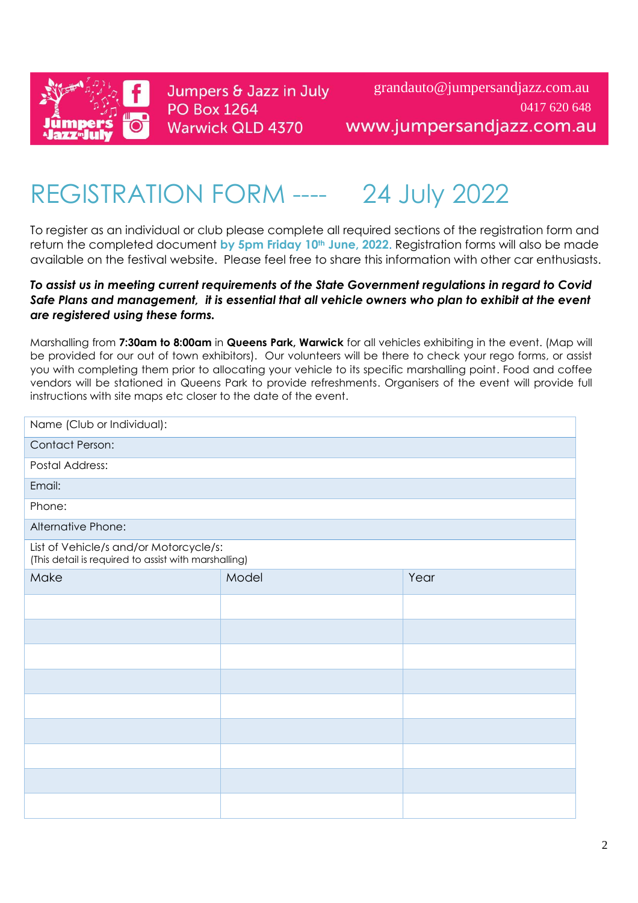Jumpers & Jazz in July
PO Box 1264
Warwick QLD 4370

grandauto@jumpersandjazz.com.au
0417 620 648
www.jumpersandjazz.com.au

# REGISTRATION FORM ---- 24 July 2022

To register as an individual or club please complete all required sections of the registration form and return the completed document **by 5pm Friday 10th June, 2022.** Registration forms will also be made available on the festival website. Please feel free to share this information with other car enthusiasts.

***To assist us in meeting current requirements of the State Government regulations in regard to Covid Safe Plans and management, it is essential that all vehicle owners who plan to exhibit at the event are registered using these forms.***

Marshalling from **7:30am to 8:00am** in **Queens Park, Warwick** for all vehicles exhibiting in the event. (Map will be provided for our out of town exhibitors). Our volunteers will be there to check your rego forms, or assist you with completing them prior to allocating your vehicle to its specific marshalling point. Food and coffee vendors will be stationed in Queens Park to provide refreshments. Organisers of the event will provide full instructions with site maps etc closer to the date of the event.

| Name (Club or Individual): | | |
|---|---|---|
| Contact Person: | | |
| Postal Address: | | |
| Email: | | |
| Phone: | | |
| Alternative Phone: | | |
| List of Vehicle/s and/or Motorcycle/s: (This detail is required to assist with marshalling) | | |
| Make | Model | Year |
| | | |
| | | |
| | | |
| | | |
| | | |
| | | |
| | | |
| | | |
| | | |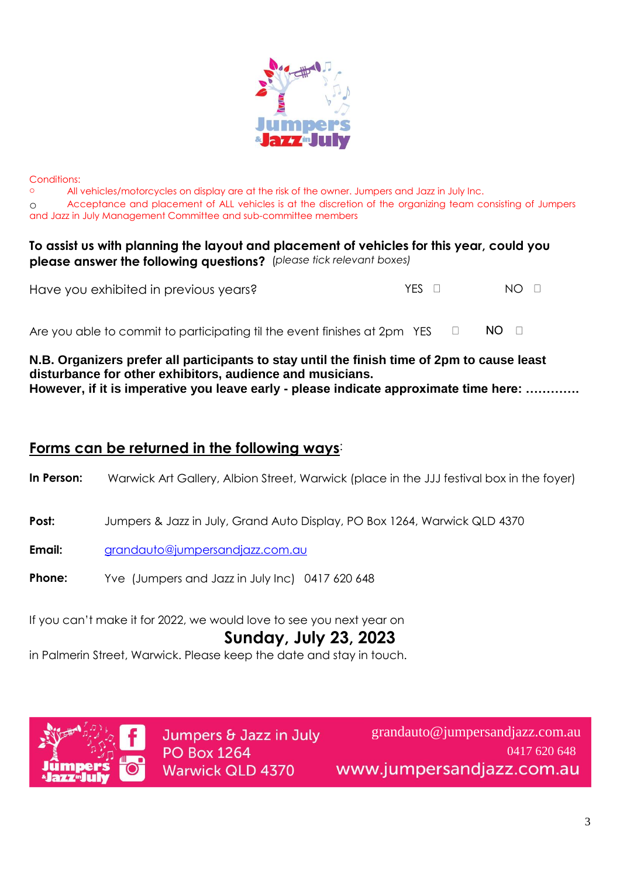Conditions:

- All vehicles/motorcycles on display are at the risk of the owner. Jumpers and Jazz in July Inc.
- Acceptance and placement of ALL vehicles is at the discretion of the organizing team consisting of Jumpers and Jazz in July Management Committee and sub-committee members

**To assist us with planning the layout and placement of vehicles for this year, could you please answer the following questions?** *(please tick relevant boxes)*

Have you exhibited in previous years? YES ☐ NO ☐

Are you able to commit to participating til the event finishes at 2pm YES ☐ NO ☐

**N.B. Organizers prefer all participants to stay until the finish time of 2pm to cause least disturbance for other exhibitors, audience and musicians.**
**However, if it is imperative you leave early - please indicate approximate time here: ………….**

## Forms can be returned in the following ways:

**In Person:** Warwick Art Gallery, Albion Street, Warwick (place in the JJJ festival box in the foyer)

**Post:** Jumpers & Jazz in July, Grand Auto Display, PO Box 1264, Warwick QLD 4370

**Email:** grandauto@jumpersandjazz.com.au

**Phone:** Yve (Jumpers and Jazz in July Inc) 0417 620 648

If you can't make it for 2022, we would love to see you next year on

**Sunday, July 23, 2023**

in Palmerin Street, Warwick. Please keep the date and stay in touch.

Jumpers & Jazz in July
PO Box 1264
Warwick QLD 4370

grandauto@jumpersandjazz.com.au
0417 620 648
www.jumpersandjazz.com.au